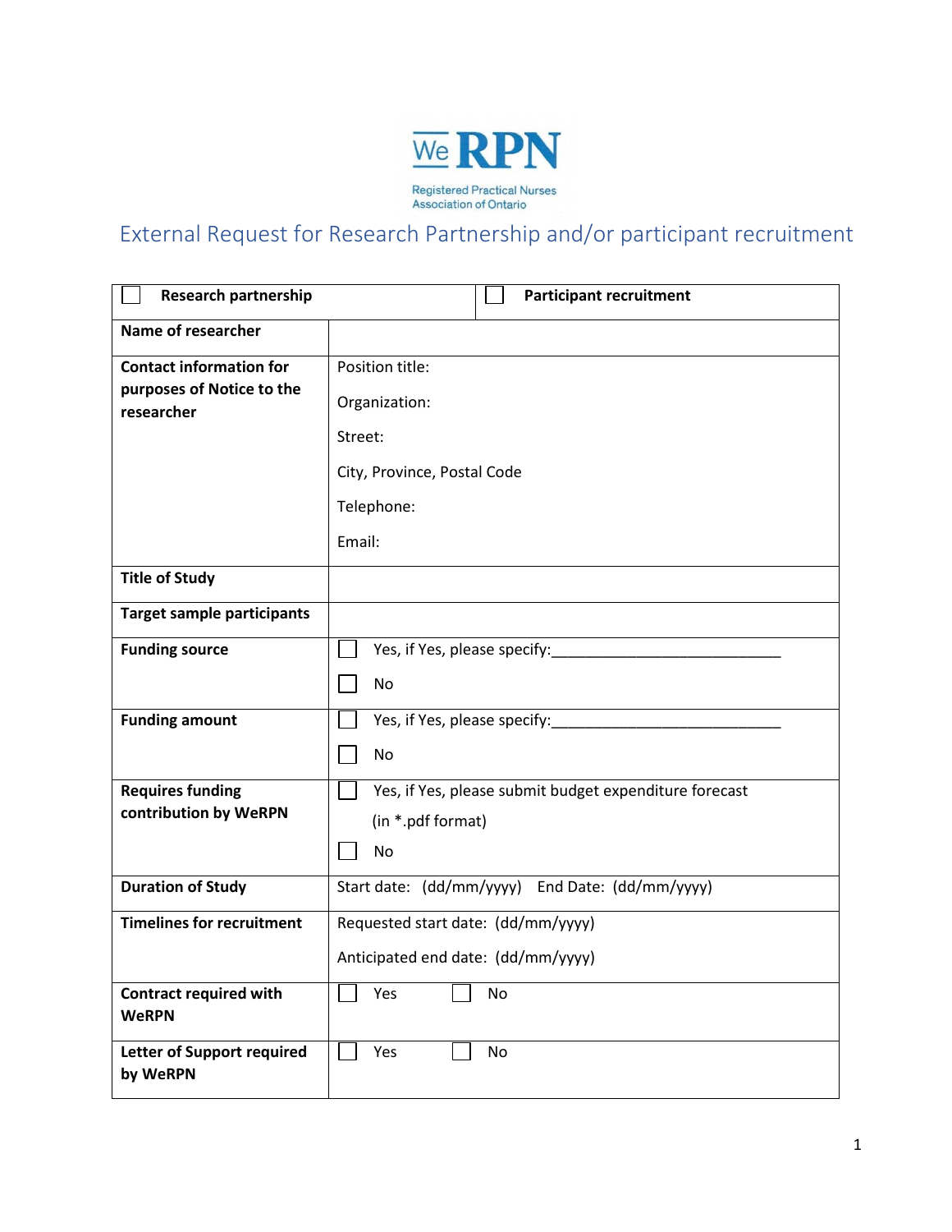WeRPN

Registered Practical Nurses Association of Ontario

# External Request for Research Partnership and/or participant recruitment

| ☐ Research partnership | ☐ Participant recruitment |
|---|---|
| **Name of researcher** | |
| **Contact information for purposes of Notice to the researcher** | Position title:<br>Organization:<br>Street:<br>City, Province, Postal Code<br>Telephone:<br>Email: |
| **Title of Study** | |
| **Target sample participants** | |
| **Funding source** | ☐ Yes, if Yes, please specify:____________________________<br>☐ No |
| **Funding amount** | ☐ Yes, if Yes, please specify:____________________________<br>☐ No |
| **Requires funding contribution by WeRPN** | ☐ Yes, if Yes, please submit budget expenditure forecast (in *.pdf format)<br>☐ No |
| **Duration of Study** | Start date: (dd/mm/yyyy) End Date: (dd/mm/yyyy) |
| **Timelines for recruitment** | Requested start date: (dd/mm/yyyy)<br>Anticipated end date: (dd/mm/yyyy) |
| **Contract required with WeRPN** | ☐ Yes ☐ No |
| **Letter of Support required by WeRPN** | ☐ Yes ☐ No |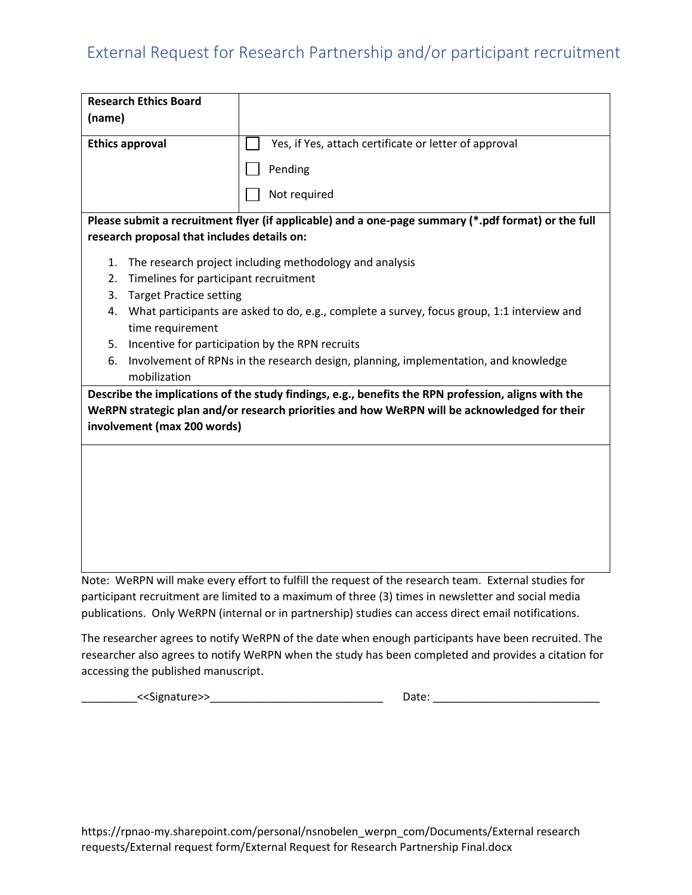# External Request for Research Partnership and/or participant recruitment

| | |
|---|---|
| **Research Ethics Board (name)** | |
| **Ethics approval** | ☐ Yes, if Yes, attach certificate or letter of approval<br>☐ Pending<br>☐ Not required |

**Please submit a recruitment flyer (if applicable) and a one-page summary (*.pdf format) or the full research proposal that includes details on:**

1. The research project including methodology and analysis
2. Timelines for participant recruitment
3. Target Practice setting
4. What participants are asked to do, e.g., complete a survey, focus group, 1:1 interview and time requirement
5. Incentive for participation by the RPN recruits
6. Involvement of RPNs in the research design, planning, implementation, and knowledge mobilization

**Describe the implications of the study findings, e.g., benefits the RPN profession, aligns with the WeRPN strategic plan and/or research priorities and how WeRPN will be acknowledged for their involvement (max 200 words)**

Note: WeRPN will make every effort to fulfill the request of the research team. External studies for participant recruitment are limited to a maximum of three (3) times in newsletter and social media publications. Only WeRPN (internal or in partnership) studies can access direct email notifications.

The researcher agrees to notify WeRPN of the date when enough participants have been recruited. The researcher also agrees to notify WeRPN when the study has been completed and provides a citation for accessing the published manuscript.

_________<<Signature>>_____________________________ Date: ___________________________

https://rpnao-my.sharepoint.com/personal/nsnobelen_werpn_com/Documents/External research requests/External request form/External Request for Research Partnership Final.docx